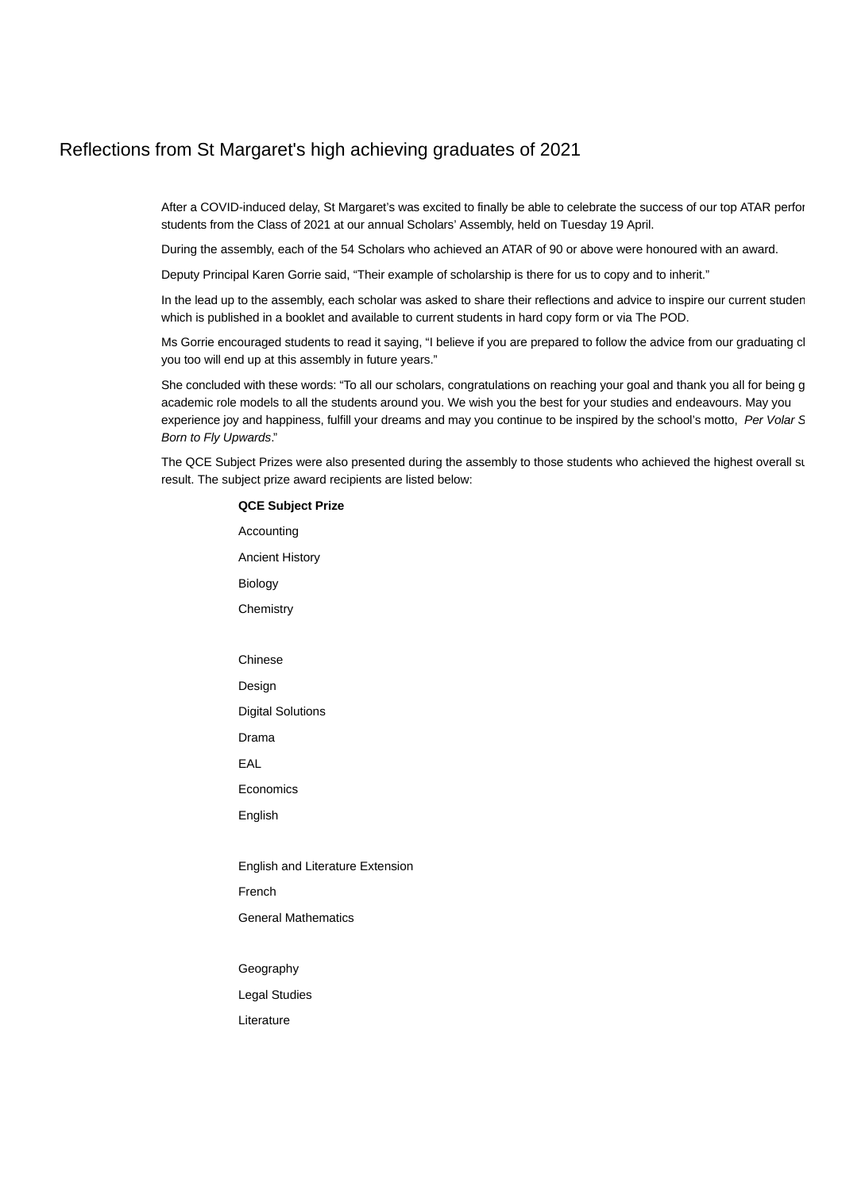# Reflections from St Margaret's high achieving graduates of 2021

After a COVID-induced delay, St Margaret's was excited to finally be able to celebrate the success of our top ATAR perfor students from the Class of 2021 at our annual Scholars' Assembly, held on Tuesday 19 April.

During the assembly, each of the 54 Scholars who achieved an ATAR of 90 or above were honoured with an award.

Deputy Principal Karen Gorrie said, "Their example of scholarship is there for us to copy and to inherit."

In the lead up to the assembly, each scholar was asked to share their reflections and advice to inspire our current studen which is published in a booklet and available to current students in hard copy form or via The POD.

Ms Gorrie encouraged students to read it saying, "I believe if you are prepared to follow the advice from our graduating cl you too will end up at this assembly in future years."

She concluded with these words: "To all our scholars, congratulations on reaching your goal and thank you all for being g academic role models to all the students around you. We wish you the best for your studies and endeavours. May you experience joy and happiness, fulfill your dreams and may you continue to be inspired by the school's motto, *Per Volar S Born to Fly Upwards*."

The QCE Subject Prizes were also presented during the assembly to those students who achieved the highest overall su result. The subject prize award recipients are listed below:

**QCE Subject Prize**

Accounting

Ancient History

Biology

Chemistry

Chinese

Design

Digital Solutions

Drama

EAL

Economics

English

English and Literature Extension

French

General Mathematics

Geography

Legal Studies

Literature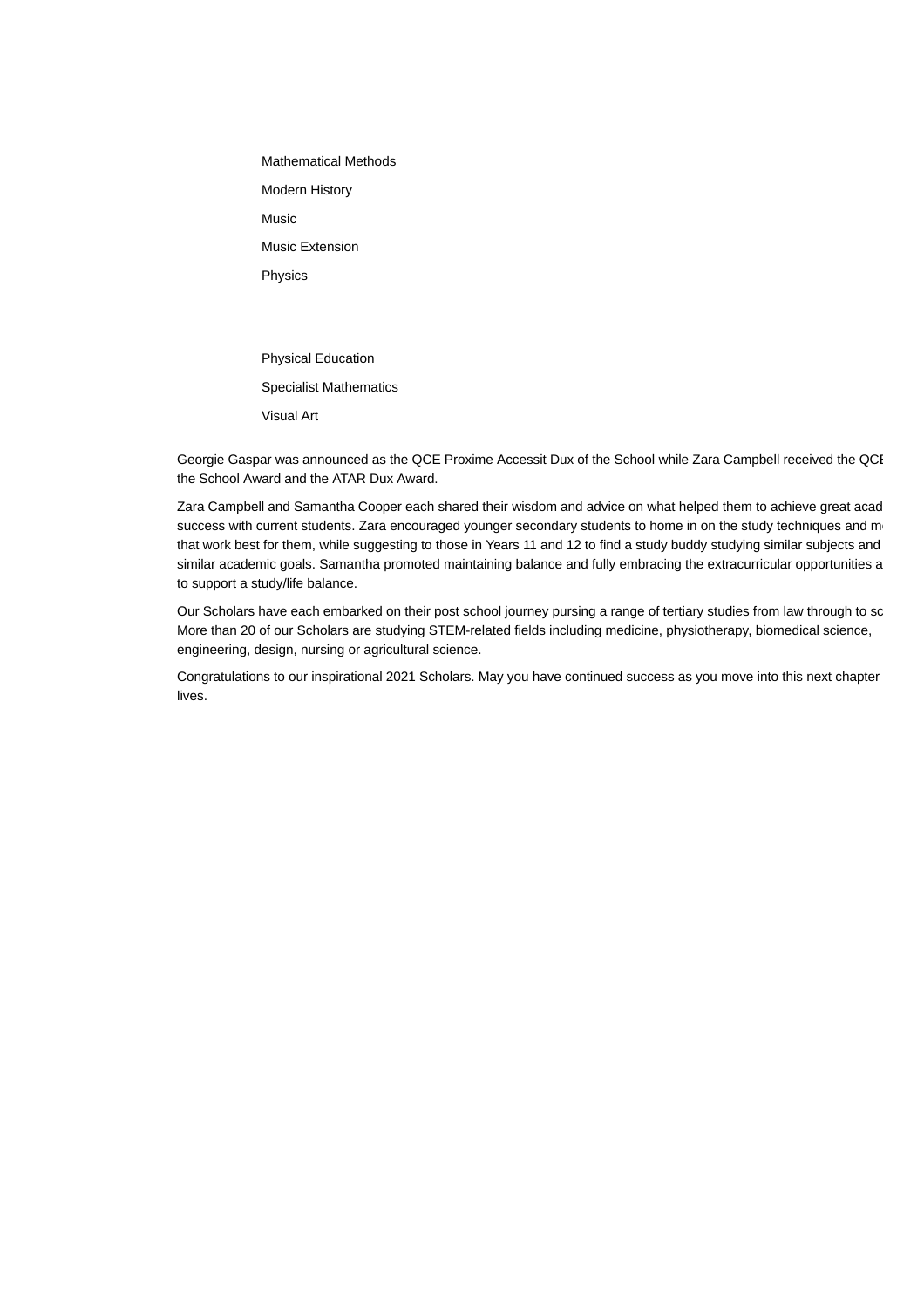Mathematical Methods

Modern History

Music

Music Extension

Physics

Physical Education

Specialist Mathematics

Visual Art

Georgie Gaspar was announced as the QCE Proxime Accessit Dux of the School while Zara Campbell received the QCE the School Award and the ATAR Dux Award.

Zara Campbell and Samantha Cooper each shared their wisdom and advice on what helped them to achieve great acad success with current students. Zara encouraged younger secondary students to home in on the study techniques and m that work best for them, while suggesting to those in Years 11 and 12 to find a study buddy studying similar subjects and similar academic goals. Samantha promoted maintaining balance and fully embracing the extracurricular opportunities a to support a study/life balance.

Our Scholars have each embarked on their post school journey pursing a range of tertiary studies from law through to sc More than 20 of our Scholars are studying STEM-related fields including medicine, physiotherapy, biomedical science, engineering, design, nursing or agricultural science.

Congratulations to our inspirational 2021 Scholars. May you have continued success as you move into this next chapter lives.